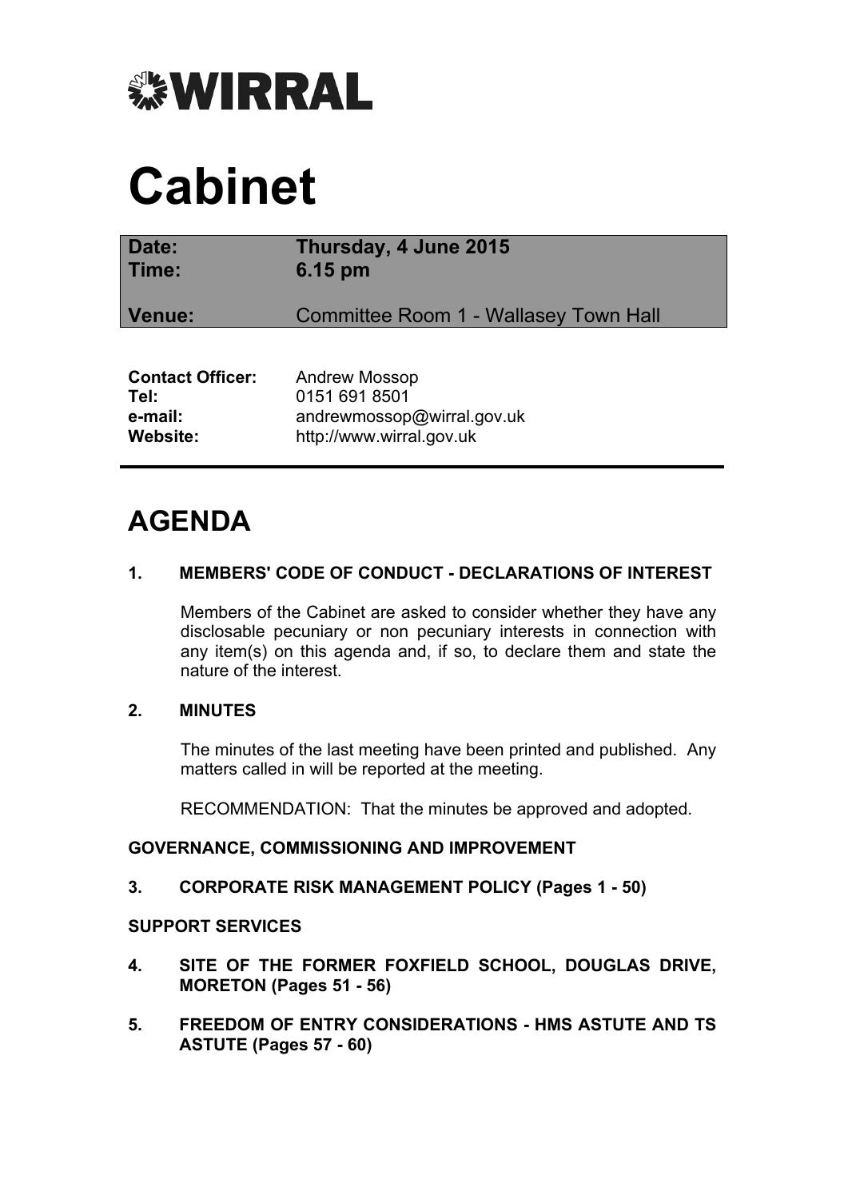# WIRRAL

# Cabinet

| Date: | Thursday, 4 June 2015 |
|---|---|
| Time: | 6.15 pm |
| Venue: | Committee Room 1 - Wallasey Town Hall |

| | |
|---|---|
| **Contact Officer:** | Andrew Mossop |
| **Tel:** | 0151 691 8501 |
| **e-mail:** | andrewmossop@wirral.gov.uk |
| **Website:** | http://www.wirral.gov.uk |

## AGENDA

**1. MEMBERS' CODE OF CONDUCT - DECLARATIONS OF INTEREST**

Members of the Cabinet are asked to consider whether they have any disclosable pecuniary or non pecuniary interests in connection with any item(s) on this agenda and, if so, to declare them and state the nature of the interest.

**2. MINUTES**

The minutes of the last meeting have been printed and published. Any matters called in will be reported at the meeting.

RECOMMENDATION: That the minutes be approved and adopted.

**GOVERNANCE, COMMISSIONING AND IMPROVEMENT**

**3. CORPORATE RISK MANAGEMENT POLICY (Pages 1 - 50)**

**SUPPORT SERVICES**

**4. SITE OF THE FORMER FOXFIELD SCHOOL, DOUGLAS DRIVE, MORETON (Pages 51 - 56)**

**5. FREEDOM OF ENTRY CONSIDERATIONS - HMS ASTUTE AND TS ASTUTE (Pages 57 - 60)**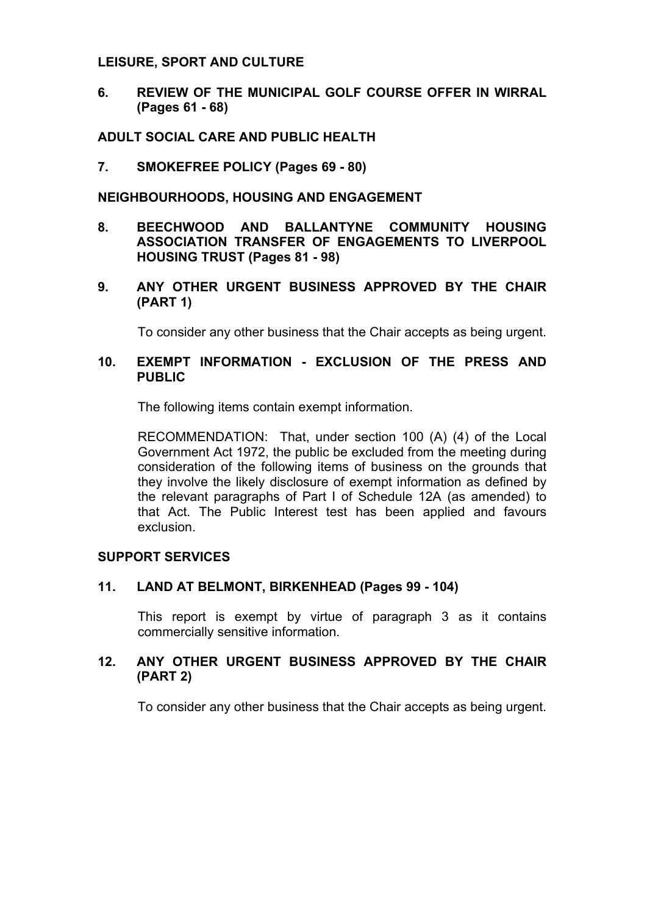**LEISURE, SPORT AND CULTURE**

**6. REVIEW OF THE MUNICIPAL GOLF COURSE OFFER IN WIRRAL (Pages 61 - 68)**

**ADULT SOCIAL CARE AND PUBLIC HEALTH**

**7. SMOKEFREE POLICY (Pages 69 - 80)**

**NEIGHBOURHOODS, HOUSING AND ENGAGEMENT**

**8. BEECHWOOD AND BALLANTYNE COMMUNITY HOUSING ASSOCIATION TRANSFER OF ENGAGEMENTS TO LIVERPOOL HOUSING TRUST (Pages 81 - 98)**

**9. ANY OTHER URGENT BUSINESS APPROVED BY THE CHAIR (PART 1)**

To consider any other business that the Chair accepts as being urgent.

**10. EXEMPT INFORMATION - EXCLUSION OF THE PRESS AND PUBLIC**

The following items contain exempt information.

RECOMMENDATION: That, under section 100 (A) (4) of the Local Government Act 1972, the public be excluded from the meeting during consideration of the following items of business on the grounds that they involve the likely disclosure of exempt information as defined by the relevant paragraphs of Part I of Schedule 12A (as amended) to that Act. The Public Interest test has been applied and favours exclusion.

**SUPPORT SERVICES**

**11. LAND AT BELMONT, BIRKENHEAD (Pages 99 - 104)**

This report is exempt by virtue of paragraph 3 as it contains commercially sensitive information.

**12. ANY OTHER URGENT BUSINESS APPROVED BY THE CHAIR (PART 2)**

To consider any other business that the Chair accepts as being urgent.